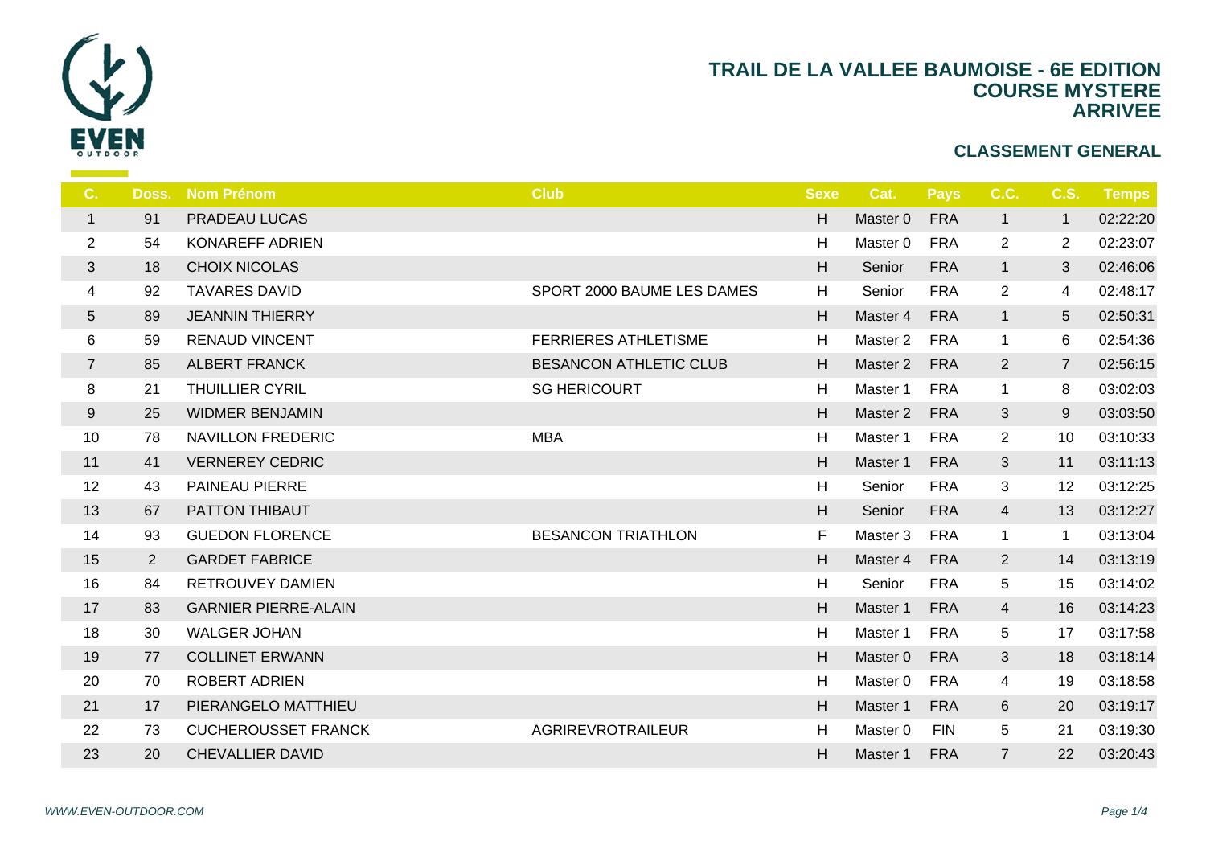# TRAIL DE LA VALLEE BAUMOISE - 6E EDITION
## COURSE MYSTERE
## ARRIVEE

### CLASSEMENT GENERAL

| C. | Doss. | Nom Prénom | Club | Sexe | Cat. | Pays | C.C. | C.S. | Temps |
|---|---|---|---|---|---|---|---|---|---|
| 1 | 91 | PRADEAU LUCAS | | H | Master 0 | FRA | 1 | 1 | 02:22:20 |
| 2 | 54 | KONAREFF ADRIEN | | H | Master 0 | FRA | 2 | 2 | 02:23:07 |
| 3 | 18 | CHOIX NICOLAS | | H | Senior | FRA | 1 | 3 | 02:46:06 |
| 4 | 92 | TAVARES DAVID | SPORT 2000 BAUME LES DAMES | H | Senior | FRA | 2 | 4 | 02:48:17 |
| 5 | 89 | JEANNIN THIERRY | | H | Master 4 | FRA | 1 | 5 | 02:50:31 |
| 6 | 59 | RENAUD VINCENT | FERRIERES ATHLETISME | H | Master 2 | FRA | 1 | 6 | 02:54:36 |
| 7 | 85 | ALBERT FRANCK | BESANCON ATHLETIC CLUB | H | Master 2 | FRA | 2 | 7 | 02:56:15 |
| 8 | 21 | THUILLIER CYRIL | SG HERICOURT | H | Master 1 | FRA | 1 | 8 | 03:02:03 |
| 9 | 25 | WIDMER BENJAMIN | | H | Master 2 | FRA | 3 | 9 | 03:03:50 |
| 10 | 78 | NAVILLON FREDERIC | MBA | H | Master 1 | FRA | 2 | 10 | 03:10:33 |
| 11 | 41 | VERNEREY CEDRIC | | H | Master 1 | FRA | 3 | 11 | 03:11:13 |
| 12 | 43 | PAINEAU PIERRE | | H | Senior | FRA | 3 | 12 | 03:12:25 |
| 13 | 67 | PATTON THIBAUT | | H | Senior | FRA | 4 | 13 | 03:12:27 |
| 14 | 93 | GUEDON FLORENCE | BESANCON TRIATHLON | F | Master 3 | FRA | 1 | 1 | 03:13:04 |
| 15 | 2 | GARDET FABRICE | | H | Master 4 | FRA | 2 | 14 | 03:13:19 |
| 16 | 84 | RETROUVEY DAMIEN | | H | Senior | FRA | 5 | 15 | 03:14:02 |
| 17 | 83 | GARNIER PIERRE-ALAIN | | H | Master 1 | FRA | 4 | 16 | 03:14:23 |
| 18 | 30 | WALGER JOHAN | | H | Master 1 | FRA | 5 | 17 | 03:17:58 |
| 19 | 77 | COLLINET ERWANN | | H | Master 0 | FRA | 3 | 18 | 03:18:14 |
| 20 | 70 | ROBERT ADRIEN | | H | Master 0 | FRA | 4 | 19 | 03:18:58 |
| 21 | 17 | PIERANGELO MATTHIEU | | H | Master 1 | FRA | 6 | 20 | 03:19:17 |
| 22 | 73 | CUCHEROUSSET FRANCK | AGRIREVROTRAILEUR | H | Master 0 | FIN | 5 | 21 | 03:19:30 |
| 23 | 20 | CHEVALLIER DAVID | | H | Master 1 | FRA | 7 | 22 | 03:20:43 |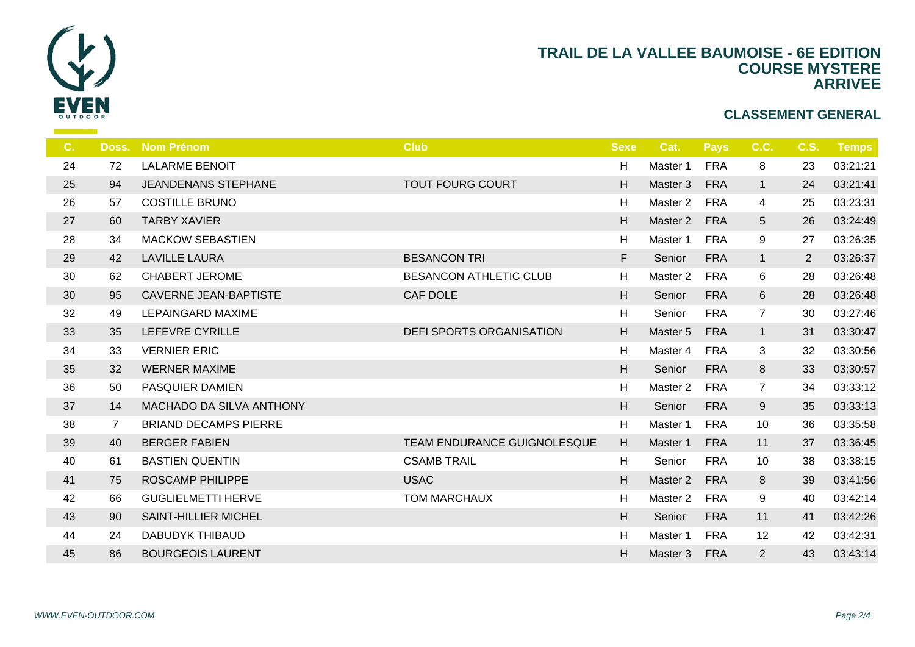# TRAIL DE LA VALLEE BAUMOISE - 6E EDITION
## COURSE MYSTERE
## ARRIVEE

### CLASSEMENT GENERAL

| C. | Doss. | Nom Prénom | Club | Sexe | Cat. | Pays | C.C. | C.S. | Temps |
|---|---|---|---|---|---|---|---|---|---|
| 24 | 72 | LALARME BENOIT | | H | Master 1 | FRA | 8 | 23 | 03:21:21 |
| 25 | 94 | JEANDENANS STEPHANE | TOUT FOURG COURT | H | Master 3 | FRA | 1 | 24 | 03:21:41 |
| 26 | 57 | COSTILLE BRUNO | | H | Master 2 | FRA | 4 | 25 | 03:23:31 |
| 27 | 60 | TARBY XAVIER | | H | Master 2 | FRA | 5 | 26 | 03:24:49 |
| 28 | 34 | MACKOW SEBASTIEN | | H | Master 1 | FRA | 9 | 27 | 03:26:35 |
| 29 | 42 | LAVILLE LAURA | BESANCON TRI | F | Senior | FRA | 1 | 2 | 03:26:37 |
| 30 | 62 | CHABERT JEROME | BESANCON ATHLETIC CLUB | H | Master 2 | FRA | 6 | 28 | 03:26:48 |
| 30 | 95 | CAVERNE JEAN-BAPTISTE | CAF DOLE | H | Senior | FRA | 6 | 28 | 03:26:48 |
| 32 | 49 | LEPAINGARD MAXIME | | H | Senior | FRA | 7 | 30 | 03:27:46 |
| 33 | 35 | LEFEVRE CYRILLE | DEFI SPORTS ORGANISATION | H | Master 5 | FRA | 1 | 31 | 03:30:47 |
| 34 | 33 | VERNIER ERIC | | H | Master 4 | FRA | 3 | 32 | 03:30:56 |
| 35 | 32 | WERNER MAXIME | | H | Senior | FRA | 8 | 33 | 03:30:57 |
| 36 | 50 | PASQUIER DAMIEN | | H | Master 2 | FRA | 7 | 34 | 03:33:12 |
| 37 | 14 | MACHADO DA SILVA ANTHONY | | H | Senior | FRA | 9 | 35 | 03:33:13 |
| 38 | 7 | BRIAND DECAMPS PIERRE | | H | Master 1 | FRA | 10 | 36 | 03:35:58 |
| 39 | 40 | BERGER FABIEN | TEAM ENDURANCE GUIGNOLESQUE | H | Master 1 | FRA | 11 | 37 | 03:36:45 |
| 40 | 61 | BASTIEN QUENTIN | CSAMB TRAIL | H | Senior | FRA | 10 | 38 | 03:38:15 |
| 41 | 75 | ROSCAMP PHILIPPE | USAC | H | Master 2 | FRA | 8 | 39 | 03:41:56 |
| 42 | 66 | GUGLIELMETTI HERVE | TOM MARCHAUX | H | Master 2 | FRA | 9 | 40 | 03:42:14 |
| 43 | 90 | SAINT-HILLIER MICHEL | | H | Senior | FRA | 11 | 41 | 03:42:26 |
| 44 | 24 | DABUDYK THIBAUD | | H | Master 1 | FRA | 12 | 42 | 03:42:31 |
| 45 | 86 | BOURGEOIS LAURENT | | H | Master 3 | FRA | 2 | 43 | 03:43:14 |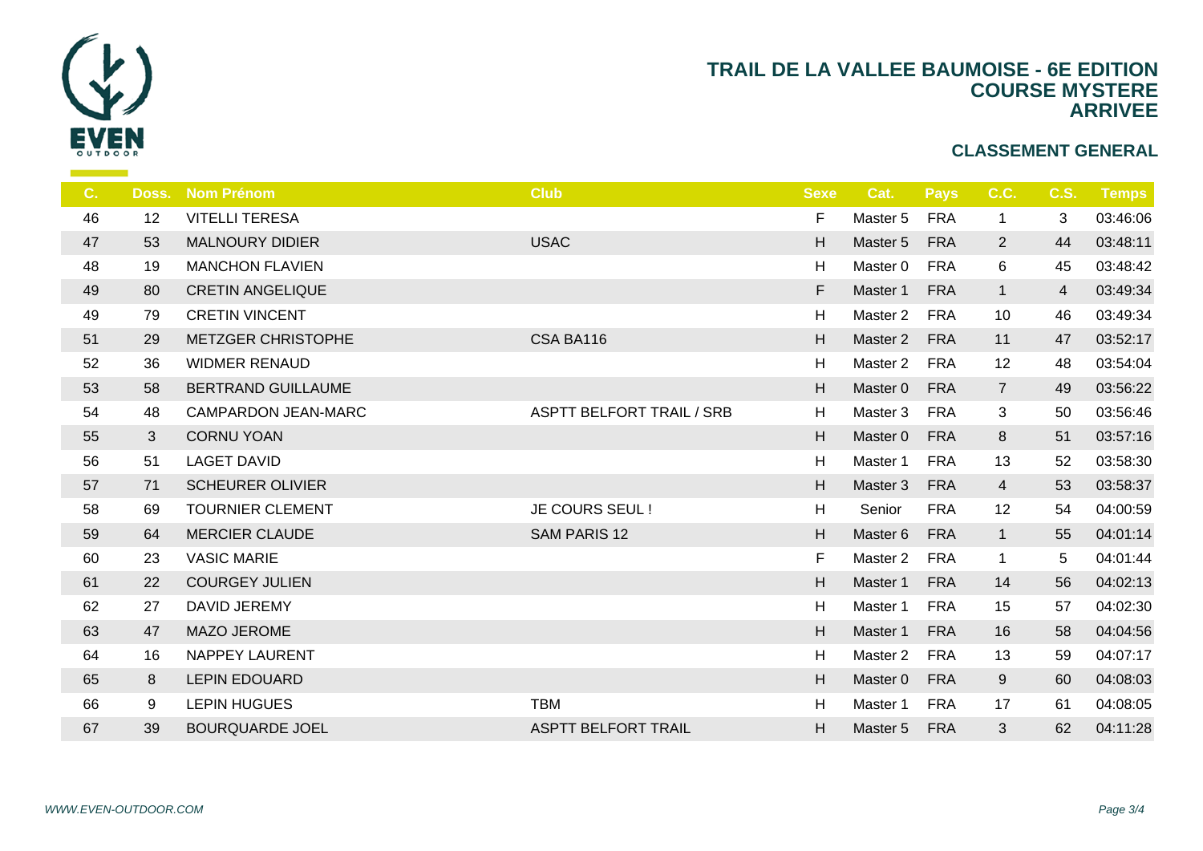# TRAIL DE LA VALLEE BAUMOISE - 6E EDITION
## COURSE MYSTERE
## ARRIVEE

### CLASSEMENT GENERAL

| C. | Doss. | Nom Prénom | Club | Sexe | Cat. | Pays | C.C. | C.S. | Temps |
|---|---|---|---|---|---|---|---|---|---|
| 46 | 12 | VITELLI TERESA | | F | Master 5 | FRA | 1 | 3 | 03:46:06 |
| 47 | 53 | MALNOURY DIDIER | USAC | H | Master 5 | FRA | 2 | 44 | 03:48:11 |
| 48 | 19 | MANCHON FLAVIEN | | H | Master 0 | FRA | 6 | 45 | 03:48:42 |
| 49 | 80 | CRETIN ANGELIQUE | | F | Master 1 | FRA | 1 | 4 | 03:49:34 |
| 49 | 79 | CRETIN VINCENT | | H | Master 2 | FRA | 10 | 46 | 03:49:34 |
| 51 | 29 | METZGER CHRISTOPHE | CSA BA116 | H | Master 2 | FRA | 11 | 47 | 03:52:17 |
| 52 | 36 | WIDMER RENAUD | | H | Master 2 | FRA | 12 | 48 | 03:54:04 |
| 53 | 58 | BERTRAND GUILLAUME | | H | Master 0 | FRA | 7 | 49 | 03:56:22 |
| 54 | 48 | CAMPARDON JEAN-MARC | ASPTT BELFORT TRAIL / SRB | H | Master 3 | FRA | 3 | 50 | 03:56:46 |
| 55 | 3 | CORNU YOAN | | H | Master 0 | FRA | 8 | 51 | 03:57:16 |
| 56 | 51 | LAGET DAVID | | H | Master 1 | FRA | 13 | 52 | 03:58:30 |
| 57 | 71 | SCHEURER OLIVIER | | H | Master 3 | FRA | 4 | 53 | 03:58:37 |
| 58 | 69 | TOURNIER CLEMENT | JE COURS SEUL ! | H | Senior | FRA | 12 | 54 | 04:00:59 |
| 59 | 64 | MERCIER CLAUDE | SAM PARIS 12 | H | Master 6 | FRA | 1 | 55 | 04:01:14 |
| 60 | 23 | VASIC MARIE | | F | Master 2 | FRA | 1 | 5 | 04:01:44 |
| 61 | 22 | COURGEY JULIEN | | H | Master 1 | FRA | 14 | 56 | 04:02:13 |
| 62 | 27 | DAVID JEREMY | | H | Master 1 | FRA | 15 | 57 | 04:02:30 |
| 63 | 47 | MAZO JEROME | | H | Master 1 | FRA | 16 | 58 | 04:04:56 |
| 64 | 16 | NAPPEY LAURENT | | H | Master 2 | FRA | 13 | 59 | 04:07:17 |
| 65 | 8 | LEPIN EDOUARD | | H | Master 0 | FRA | 9 | 60 | 04:08:03 |
| 66 | 9 | LEPIN HUGUES | TBM | H | Master 1 | FRA | 17 | 61 | 04:08:05 |
| 67 | 39 | BOURQUARDE JOEL | ASPTT BELFORT TRAIL | H | Master 5 | FRA | 3 | 62 | 04:11:28 |

*WWW.EVEN-OUTDOOR.COM*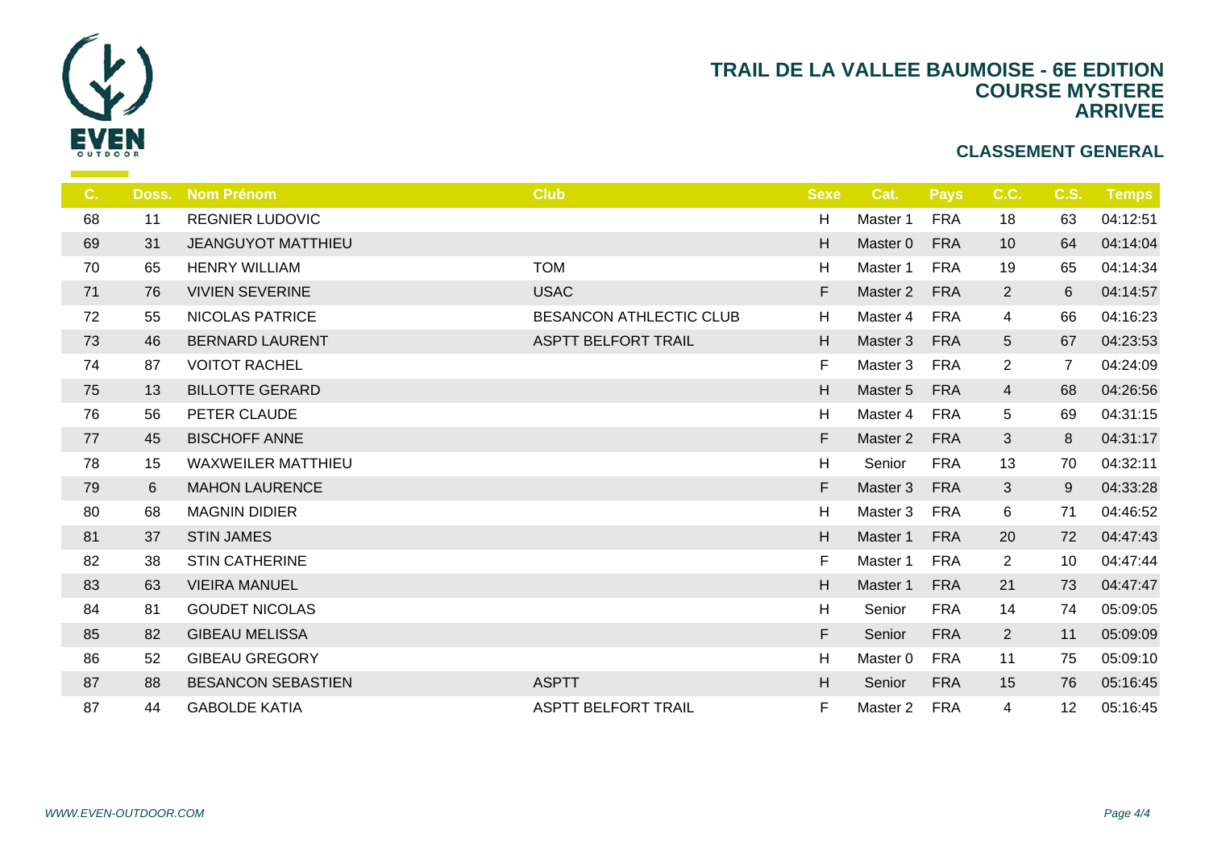# TRAIL DE LA VALLEE BAUMOISE - 6E EDITION
## COURSE MYSTERE
## ARRIVEE

### CLASSEMENT GENERAL

| C. | Doss. | Nom Prénom | Club | Sexe | Cat. | Pays | C.C. | C.S. | Temps |
|---|---|---|---|---|---|---|---|---|---|
| 68 | 11 | REGNIER LUDOVIC | | H | Master 1 | FRA | 18 | 63 | 04:12:51 |
| 69 | 31 | JEANGUYOT MATTHIEU | | H | Master 0 | FRA | 10 | 64 | 04:14:04 |
| 70 | 65 | HENRY WILLIAM | TOM | H | Master 1 | FRA | 19 | 65 | 04:14:34 |
| 71 | 76 | VIVIEN SEVERINE | USAC | F | Master 2 | FRA | 2 | 6 | 04:14:57 |
| 72 | 55 | NICOLAS PATRICE | BESANCON ATHLECTIC CLUB | H | Master 4 | FRA | 4 | 66 | 04:16:23 |
| 73 | 46 | BERNARD LAURENT | ASPTT BELFORT TRAIL | H | Master 3 | FRA | 5 | 67 | 04:23:53 |
| 74 | 87 | VOITOT RACHEL | | F | Master 3 | FRA | 2 | 7 | 04:24:09 |
| 75 | 13 | BILLOTTE GERARD | | H | Master 5 | FRA | 4 | 68 | 04:26:56 |
| 76 | 56 | PETER CLAUDE | | H | Master 4 | FRA | 5 | 69 | 04:31:15 |
| 77 | 45 | BISCHOFF ANNE | | F | Master 2 | FRA | 3 | 8 | 04:31:17 |
| 78 | 15 | WAXWEILER MATTHIEU | | H | Senior | FRA | 13 | 70 | 04:32:11 |
| 79 | 6 | MAHON LAURENCE | | F | Master 3 | FRA | 3 | 9 | 04:33:28 |
| 80 | 68 | MAGNIN DIDIER | | H | Master 3 | FRA | 6 | 71 | 04:46:52 |
| 81 | 37 | STIN JAMES | | H | Master 1 | FRA | 20 | 72 | 04:47:43 |
| 82 | 38 | STIN CATHERINE | | F | Master 1 | FRA | 2 | 10 | 04:47:44 |
| 83 | 63 | VIEIRA MANUEL | | H | Master 1 | FRA | 21 | 73 | 04:47:47 |
| 84 | 81 | GOUDET NICOLAS | | H | Senior | FRA | 14 | 74 | 05:09:05 |
| 85 | 82 | GIBEAU MELISSA | | F | Senior | FRA | 2 | 11 | 05:09:09 |
| 86 | 52 | GIBEAU GREGORY | | H | Master 0 | FRA | 11 | 75 | 05:09:10 |
| 87 | 88 | BESANCON SEBASTIEN | ASPTT | H | Senior | FRA | 15 | 76 | 05:16:45 |
| 87 | 44 | GABOLDE KATIA | ASPTT BELFORT TRAIL | F | Master 2 | FRA | 4 | 12 | 05:16:45 |

*WWW.EVEN-OUTDOOR.COM*